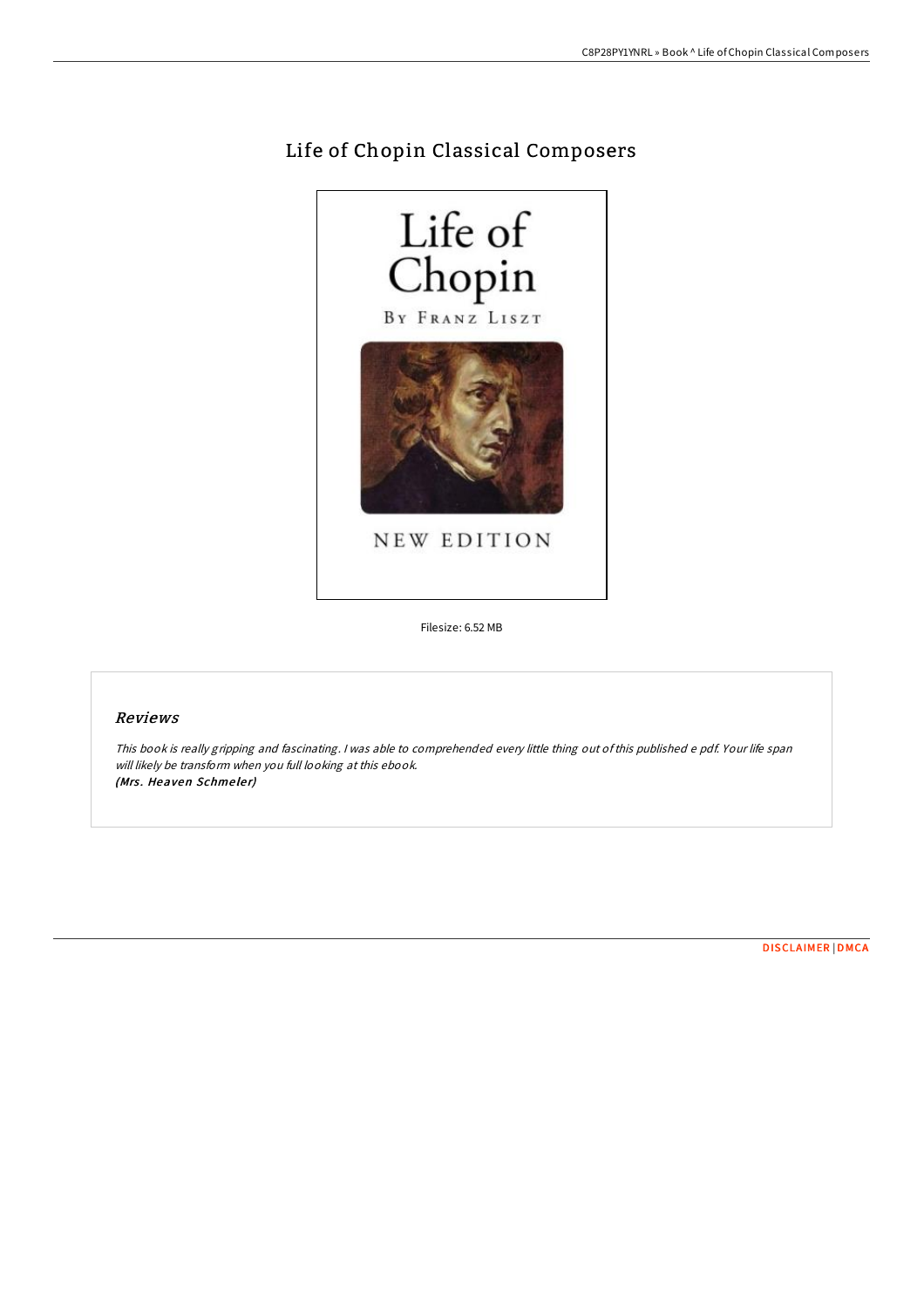# Life of Chopin Classical Composers

Filesize: 6.52 MB

## *Reviews*

*This book is really gripping and fascinating. I was able to comprehended every little thing out of this published e pdf. Your life span will likely be transform when you full looking at this ebook.*
***(Mrs. Heaven Schmeler)***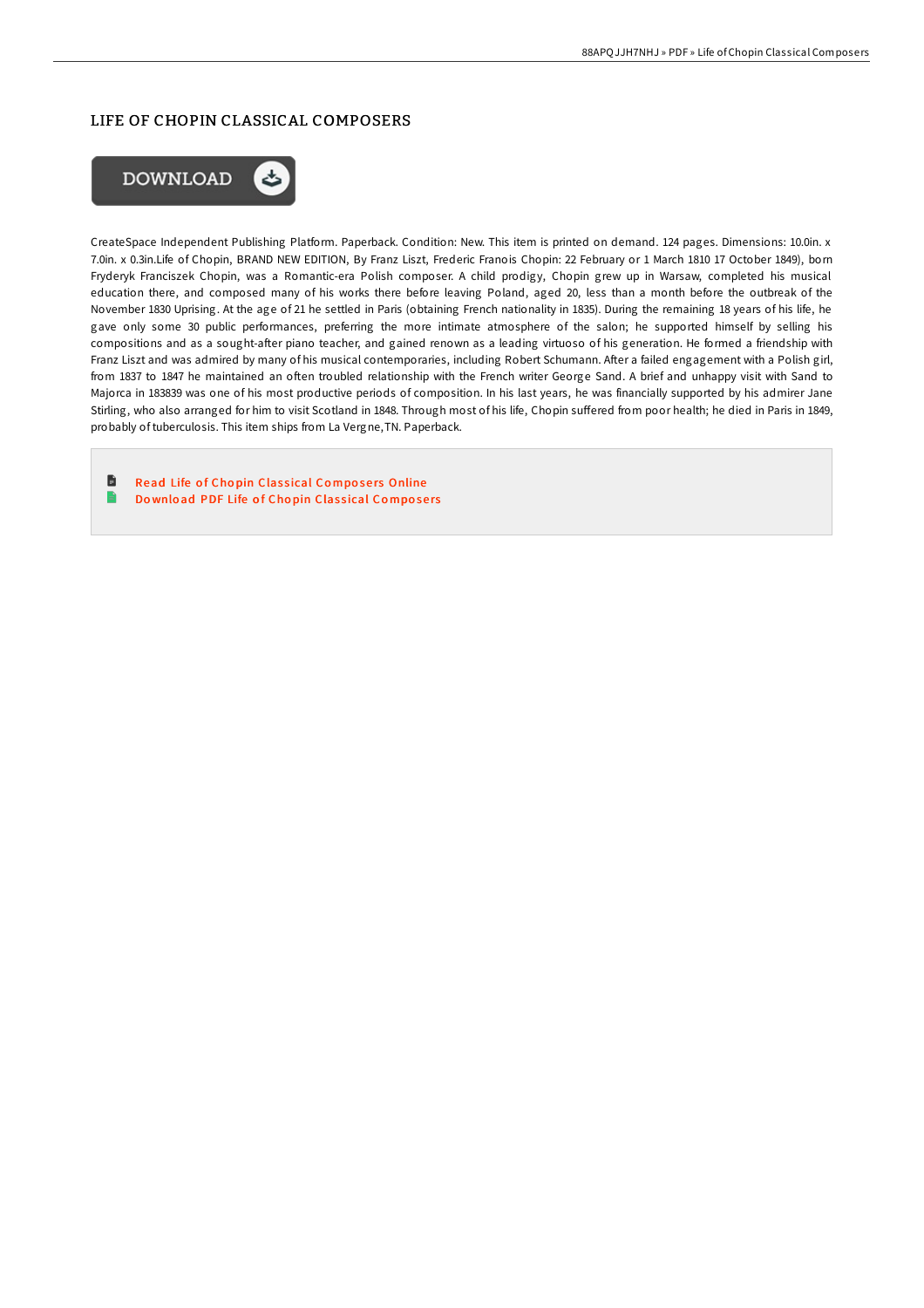# LIFE OF CHOPIN CLASSICAL COMPOSERS

DOWNLOAD

CreateSpace Independent Publishing Platform. Paperback. Condition: New. This item is printed on demand. 124 pages. Dimensions: 10.0in. x 7.0in. x 0.3in.Life of Chopin, BRAND NEW EDITION, By Franz Liszt, Frederic Franois Chopin: 22 February or 1 March 1810 17 October 1849), born Fryderyk Franciszek Chopin, was a Romantic-era Polish composer. A child prodigy, Chopin grew up in Warsaw, completed his musical education there, and composed many of his works there before leaving Poland, aged 20, less than a month before the outbreak of the November 1830 Uprising. At the age of 21 he settled in Paris (obtaining French nationality in 1835). During the remaining 18 years of his life, he gave only some 30 public performances, preferring the more intimate atmosphere of the salon; he supported himself by selling his compositions and as a sought-after piano teacher, and gained renown as a leading virtuoso of his generation. He formed a friendship with Franz Liszt and was admired by many of his musical contemporaries, including Robert Schumann. After a failed engagement with a Polish girl, from 1837 to 1847 he maintained an often troubled relationship with the French writer George Sand. A brief and unhappy visit with Sand to Majorca in 183839 was one of his most productive periods of composition. In his last years, he was financially supported by his admirer Jane Stirling, who also arranged for him to visit Scotland in 1848. Through most of his life, Chopin suffered from poor health; he died in Paris in 1849, probably of tuberculosis. This item ships from La Vergne,TN. Paperback.

- Read Life of Chopin Classical Composers Online
- Download PDF Life of Chopin Classical Composers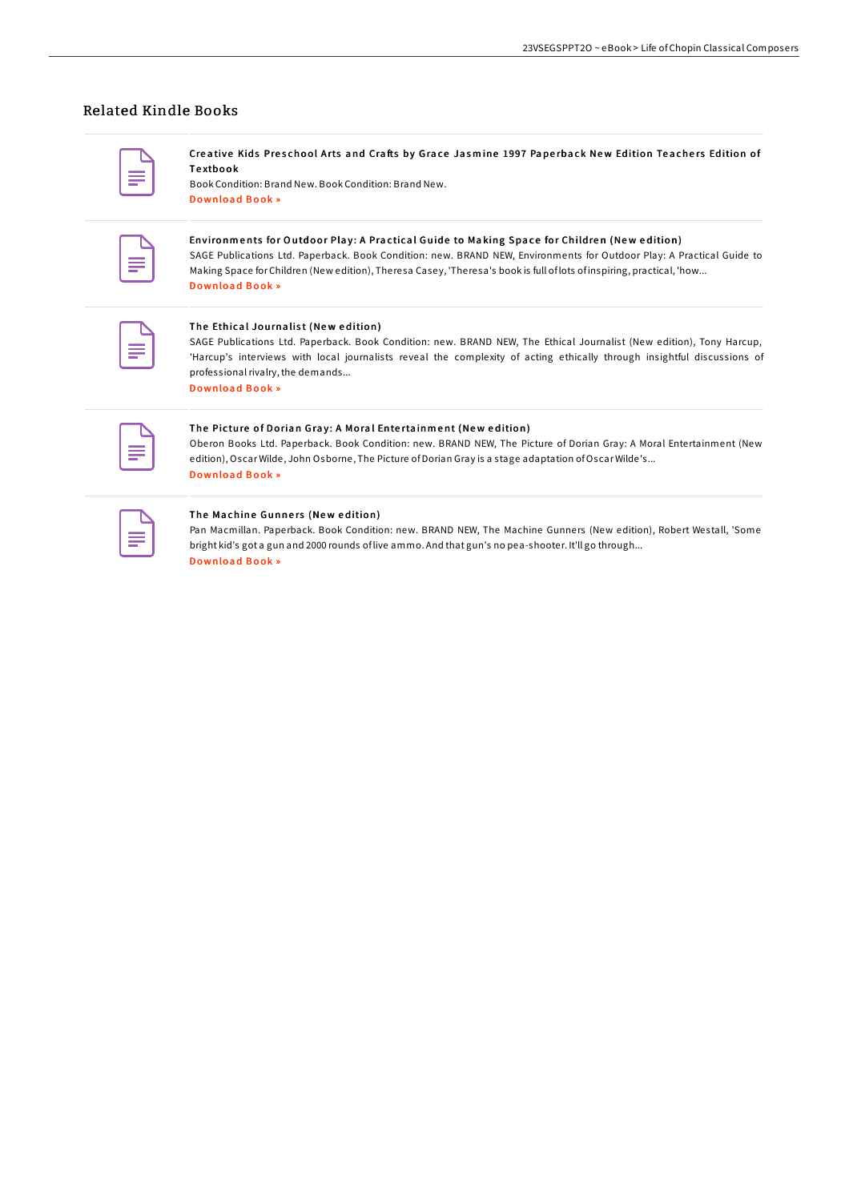## Related Kindle Books

**Creative Kids Preschool Arts and Crafts by Grace Jasmine 1997 Paperback New Edition Teachers Edition of Textbook**

Book Condition: Brand New. Book Condition: Brand New.

Download Book »

**Environments for Outdoor Play: A Practical Guide to Making Space for Children (New edition)**

SAGE Publications Ltd. Paperback. Book Condition: new. BRAND NEW, Environments for Outdoor Play: A Practical Guide to Making Space for Children (New edition), Theresa Casey, 'Theresa's book is full of lots of inspiring, practical, 'how...

Download Book »

**The Ethical Journalist (New edition)**

SAGE Publications Ltd. Paperback. Book Condition: new. BRAND NEW, The Ethical Journalist (New edition), Tony Harcup, 'Harcup's interviews with local journalists reveal the complexity of acting ethically through insightful discussions of professional rivalry, the demands...

Download Book »

**The Picture of Dorian Gray: A Moral Entertainment (New edition)**

Oberon Books Ltd. Paperback. Book Condition: new. BRAND NEW, The Picture of Dorian Gray: A Moral Entertainment (New edition), Oscar Wilde, John Osborne, The Picture of Dorian Gray is a stage adaptation of Oscar Wilde's...

Download Book »

**The Machine Gunners (New edition)**

Pan Macmillan. Paperback. Book Condition: new. BRAND NEW, The Machine Gunners (New edition), Robert Westall, 'Some bright kid's got a gun and 2000 rounds of live ammo. And that gun's no pea-shooter. It'll go through...

Download Book »